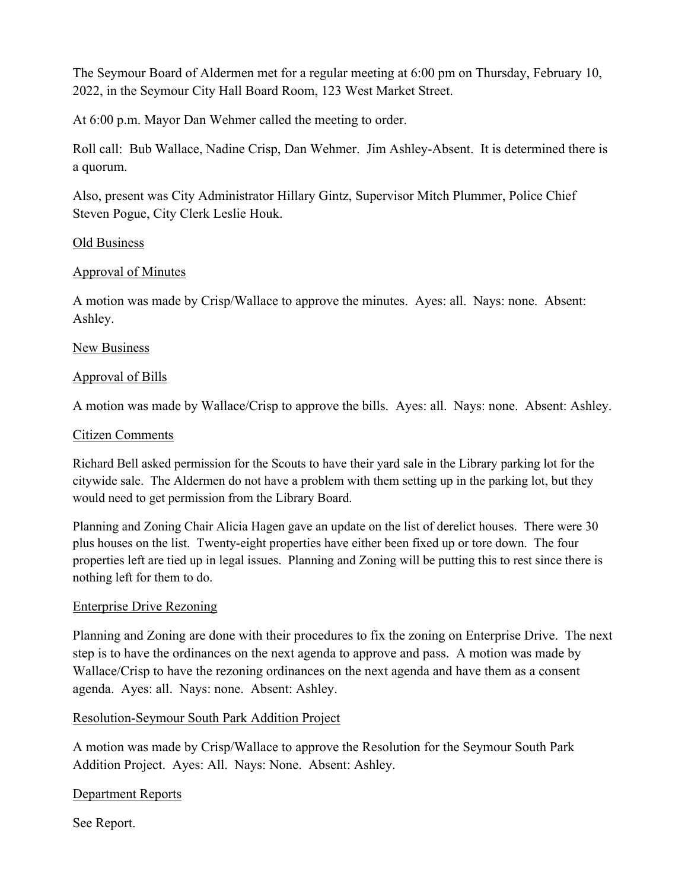The Seymour Board of Aldermen met for a regular meeting at 6:00 pm on Thursday, February 10, 2022, in the Seymour City Hall Board Room, 123 West Market Street.

At 6:00 p.m. Mayor Dan Wehmer called the meeting to order.

Roll call: Bub Wallace, Nadine Crisp, Dan Wehmer. Jim Ashley-Absent. It is determined there is a quorum.

Also, present was City Administrator Hillary Gintz, Supervisor Mitch Plummer, Police Chief Steven Pogue, City Clerk Leslie Houk.

<u>Old Business</u>

<u>Approval of Minutes</u>

A motion was made by Crisp/Wallace to approve the minutes. Ayes: all. Nays: none. Absent: Ashley.

<u>New Business</u>

<u>Approval of Bills</u>

A motion was made by Wallace/Crisp to approve the bills. Ayes: all. Nays: none. Absent: Ashley.

<u>Citizen Comments</u>

Richard Bell asked permission for the Scouts to have their yard sale in the Library parking lot for the citywide sale. The Aldermen do not have a problem with them setting up in the parking lot, but they would need to get permission from the Library Board.

Planning and Zoning Chair Alicia Hagen gave an update on the list of derelict houses. There were 30 plus houses on the list. Twenty-eight properties have either been fixed up or tore down. The four properties left are tied up in legal issues. Planning and Zoning will be putting this to rest since there is nothing left for them to do.

<u>Enterprise Drive Rezoning</u>

Planning and Zoning are done with their procedures to fix the zoning on Enterprise Drive. The next step is to have the ordinances on the next agenda to approve and pass. A motion was made by Wallace/Crisp to have the rezoning ordinances on the next agenda and have them as a consent agenda. Ayes: all. Nays: none. Absent: Ashley.

<u>Resolution-Seymour South Park Addition Project</u>

A motion was made by Crisp/Wallace to approve the Resolution for the Seymour South Park Addition Project. Ayes: All. Nays: None. Absent: Ashley.

<u>Department Reports</u>

See Report.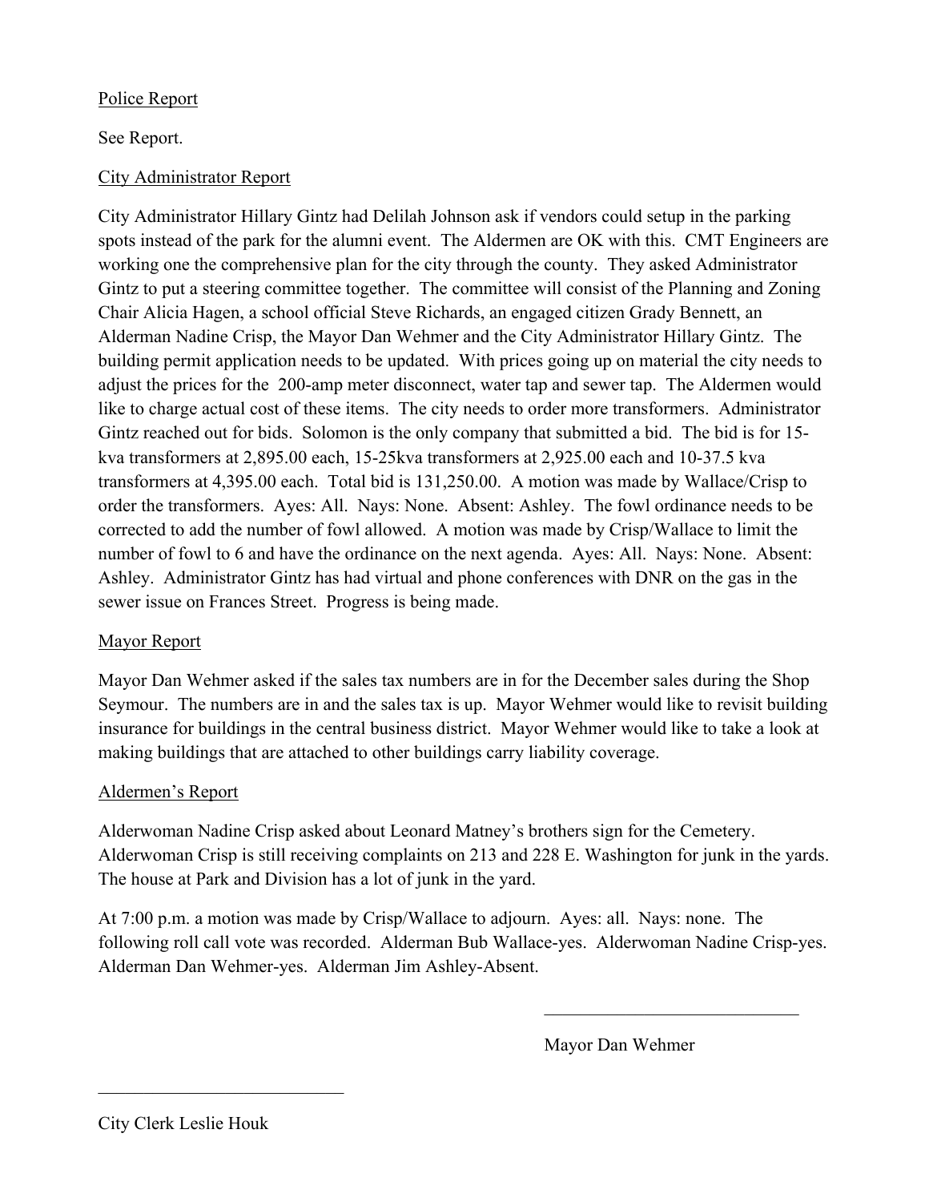Police Report

See Report.

City Administrator Report

City Administrator Hillary Gintz had Delilah Johnson ask if vendors could setup in the parking spots instead of the park for the alumni event. The Aldermen are OK with this. CMT Engineers are working one the comprehensive plan for the city through the county. They asked Administrator Gintz to put a steering committee together. The committee will consist of the Planning and Zoning Chair Alicia Hagen, a school official Steve Richards, an engaged citizen Grady Bennett, an Alderman Nadine Crisp, the Mayor Dan Wehmer and the City Administrator Hillary Gintz. The building permit application needs to be updated. With prices going up on material the city needs to adjust the prices for the 200-amp meter disconnect, water tap and sewer tap. The Aldermen would like to charge actual cost of these items. The city needs to order more transformers. Administrator Gintz reached out for bids. Solomon is the only company that submitted a bid. The bid is for 15-kva transformers at 2,895.00 each, 15-25kva transformers at 2,925.00 each and 10-37.5 kva transformers at 4,395.00 each. Total bid is 131,250.00. A motion was made by Wallace/Crisp to order the transformers. Ayes: All. Nays: None. Absent: Ashley. The fowl ordinance needs to be corrected to add the number of fowl allowed. A motion was made by Crisp/Wallace to limit the number of fowl to 6 and have the ordinance on the next agenda. Ayes: All. Nays: None. Absent: Ashley. Administrator Gintz has had virtual and phone conferences with DNR on the gas in the sewer issue on Frances Street. Progress is being made.

Mayor Report

Mayor Dan Wehmer asked if the sales tax numbers are in for the December sales during the Shop Seymour. The numbers are in and the sales tax is up. Mayor Wehmer would like to revisit building insurance for buildings in the central business district. Mayor Wehmer would like to take a look at making buildings that are attached to other buildings carry liability coverage.

Aldermen's Report

Alderwoman Nadine Crisp asked about Leonard Matney's brothers sign for the Cemetery. Alderwoman Crisp is still receiving complaints on 213 and 228 E. Washington for junk in the yards. The house at Park and Division has a lot of junk in the yard.

At 7:00 p.m. a motion was made by Crisp/Wallace to adjourn. Ayes: all. Nays: none. The following roll call vote was recorded. Alderman Bub Wallace-yes. Alderwoman Nadine Crisp-yes. Alderman Dan Wehmer-yes. Alderman Jim Ashley-Absent.

\_\_\_\_\_\_\_\_\_\_\_\_\_\_\_\_\_\_\_\_\_\_\_\_\_\_\_\_\_\_

Mayor Dan Wehmer

\_\_\_\_\_\_\_\_\_\_\_\_\_\_\_\_\_\_\_\_\_\_\_\_\_\_\_\_\_\_

City Clerk Leslie Houk